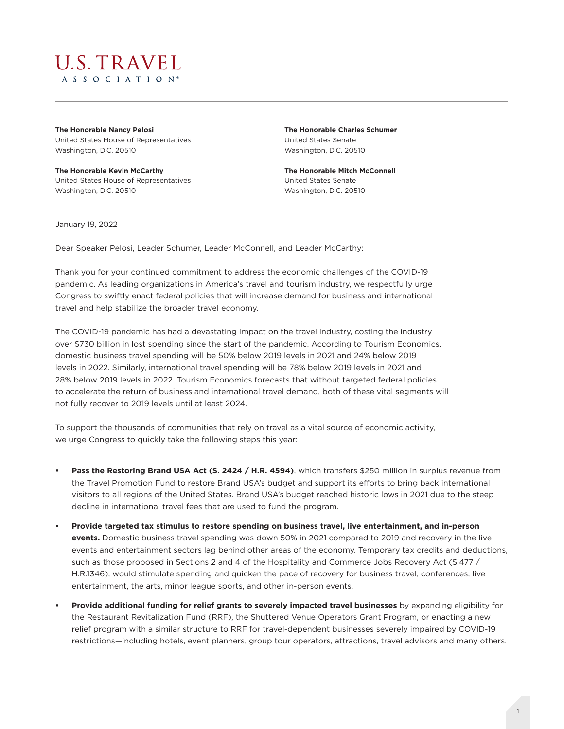# U.S. TRAVEL
ASSOCIATION®

**The Honorable Nancy Pelosi**
United States House of Representatives
Washington, D.C. 20510

**The Honorable Kevin McCarthy**
United States House of Representatives
Washington, D.C. 20510

**The Honorable Charles Schumer**
United States Senate
Washington, D.C. 20510

**The Honorable Mitch McConnell**
United States Senate
Washington, D.C. 20510

January 19, 2022

Dear Speaker Pelosi, Leader Schumer, Leader McConnell, and Leader McCarthy:

Thank you for your continued commitment to address the economic challenges of the COVID-19 pandemic. As leading organizations in America's travel and tourism industry, we respectfully urge Congress to swiftly enact federal policies that will increase demand for business and international travel and help stabilize the broader travel economy.

The COVID-19 pandemic has had a devastating impact on the travel industry, costing the industry over $730 billion in lost spending since the start of the pandemic. According to Tourism Economics, domestic business travel spending will be 50% below 2019 levels in 2021 and 24% below 2019 levels in 2022. Similarly, international travel spending will be 78% below 2019 levels in 2021 and 28% below 2019 levels in 2022. Tourism Economics forecasts that without targeted federal policies to accelerate the return of business and international travel demand, both of these vital segments will not fully recover to 2019 levels until at least 2024.

To support the thousands of communities that rely on travel as a vital source of economic activity, we urge Congress to quickly take the following steps this year:

- **Pass the Restoring Brand USA Act (S. 2424 / H.R. 4594)**, which transfers $250 million in surplus revenue from the Travel Promotion Fund to restore Brand USA's budget and support its efforts to bring back international visitors to all regions of the United States. Brand USA's budget reached historic lows in 2021 due to the steep decline in international travel fees that are used to fund the program.
- **Provide targeted tax stimulus to restore spending on business travel, live entertainment, and in-person events.** Domestic business travel spending was down 50% in 2021 compared to 2019 and recovery in the live events and entertainment sectors lag behind other areas of the economy. Temporary tax credits and deductions, such as those proposed in Sections 2 and 4 of the Hospitality and Commerce Jobs Recovery Act (S.477 / H.R.1346), would stimulate spending and quicken the pace of recovery for business travel, conferences, live entertainment, the arts, minor league sports, and other in-person events.
- **Provide additional funding for relief grants to severely impacted travel businesses** by expanding eligibility for the Restaurant Revitalization Fund (RRF), the Shuttered Venue Operators Grant Program, or enacting a new relief program with a similar structure to RRF for travel-dependent businesses severely impaired by COVID-19 restrictions—including hotels, event planners, group tour operators, attractions, travel advisors and many others.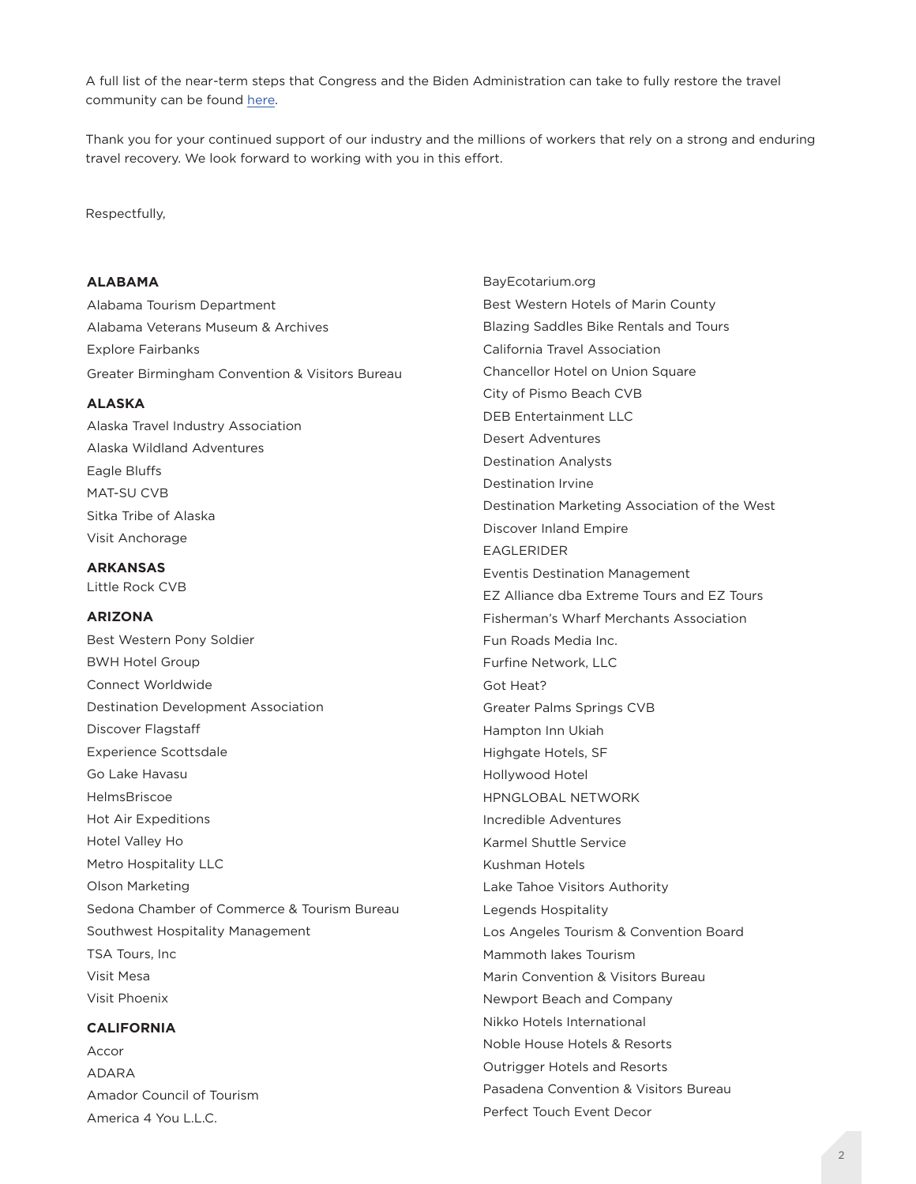A full list of the near-term steps that Congress and the Biden Administration can take to fully restore the travel community can be found [here](here).

Thank you for your continued support of our industry and the millions of workers that rely on a strong and enduring travel recovery. We look forward to working with you in this effort.

Respectfully,

**ALABAMA**

Alabama Tourism Department
Alabama Veterans Museum & Archives
Explore Fairbanks
Greater Birmingham Convention & Visitors Bureau

**ALASKA**

Alaska Travel Industry Association
Alaska Wildland Adventures
Eagle Bluffs
MAT-SU CVB
Sitka Tribe of Alaska
Visit Anchorage

**ARKANSAS**

Little Rock CVB

**ARIZONA**

Best Western Pony Soldier
BWH Hotel Group
Connect Worldwide
Destination Development Association
Discover Flagstaff
Experience Scottsdale
Go Lake Havasu
HelmsBriscoe
Hot Air Expeditions
Hotel Valley Ho
Metro Hospitality LLC
Olson Marketing
Sedona Chamber of Commerce & Tourism Bureau
Southwest Hospitality Management
TSA Tours, Inc
Visit Mesa
Visit Phoenix

**CALIFORNIA**

Accor
ADARA
Amador Council of Tourism
America 4 You L.L.C.
BayEcotarium.org
Best Western Hotels of Marin County
Blazing Saddles Bike Rentals and Tours
California Travel Association
Chancellor Hotel on Union Square
City of Pismo Beach CVB
DEB Entertainment LLC
Desert Adventures
Destination Analysts
Destination Irvine
Destination Marketing Association of the West
Discover Inland Empire
EAGLERIDER
Eventis Destination Management
EZ Alliance dba Extreme Tours and EZ Tours
Fisherman's Wharf Merchants Association
Fun Roads Media Inc.
Furfine Network, LLC
Got Heat?
Greater Palms Springs CVB
Hampton Inn Ukiah
Highgate Hotels, SF
Hollywood Hotel
HPNGLOBAL NETWORK
Incredible Adventures
Karmel Shuttle Service
Kushman Hotels
Lake Tahoe Visitors Authority
Legends Hospitality
Los Angeles Tourism & Convention Board
Mammoth lakes Tourism
Marin Convention & Visitors Bureau
Newport Beach and Company
Nikko Hotels International
Noble House Hotels & Resorts
Outrigger Hotels and Resorts
Pasadena Convention & Visitors Bureau
Perfect Touch Event Decor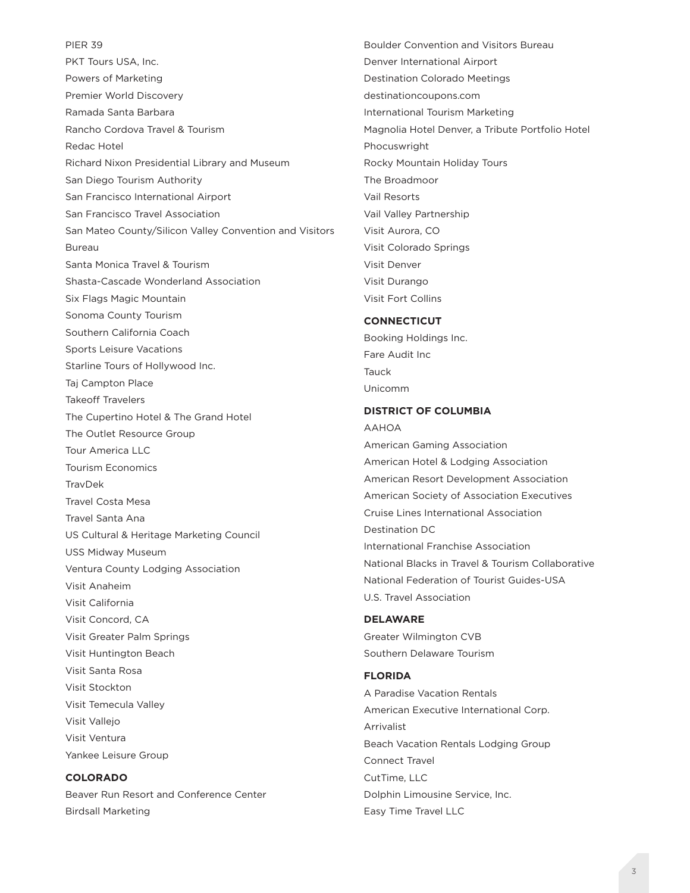PIER 39
PKT Tours USA, Inc.
Powers of Marketing
Premier World Discovery
Ramada Santa Barbara
Rancho Cordova Travel & Tourism
Redac Hotel
Richard Nixon Presidential Library and Museum
San Diego Tourism Authority
San Francisco International Airport
San Francisco Travel Association
San Mateo County/Silicon Valley Convention and Visitors Bureau
Santa Monica Travel & Tourism
Shasta-Cascade Wonderland Association
Six Flags Magic Mountain
Sonoma County Tourism
Southern California Coach
Sports Leisure Vacations
Starline Tours of Hollywood Inc.
Taj Campton Place
Takeoff Travelers
The Cupertino Hotel & The Grand Hotel
The Outlet Resource Group
Tour America LLC
Tourism Economics
TravDek
Travel Costa Mesa
Travel Santa Ana
US Cultural & Heritage Marketing Council
USS Midway Museum
Ventura County Lodging Association
Visit Anaheim
Visit California
Visit Concord, CA
Visit Greater Palm Springs
Visit Huntington Beach
Visit Santa Rosa
Visit Stockton
Visit Temecula Valley
Visit Vallejo
Visit Ventura
Yankee Leisure Group

**COLORADO**

Beaver Run Resort and Conference Center
Birdsall Marketing
Boulder Convention and Visitors Bureau
Denver International Airport
Destination Colorado Meetings
destinationcoupons.com
International Tourism Marketing
Magnolia Hotel Denver, a Tribute Portfolio Hotel
Phocuswright
Rocky Mountain Holiday Tours
The Broadmoor
Vail Resorts
Vail Valley Partnership
Visit Aurora, CO
Visit Colorado Springs
Visit Denver
Visit Durango
Visit Fort Collins

**CONNECTICUT**

Booking Holdings Inc.
Fare Audit Inc
Tauck
Unicomm

**DISTRICT OF COLUMBIA**

AAHOA
American Gaming Association
American Hotel & Lodging Association
American Resort Development Association
American Society of Association Executives
Cruise Lines International Association
Destination DC
International Franchise Association
National Blacks in Travel & Tourism Collaborative
National Federation of Tourist Guides-USA
U.S. Travel Association

**DELAWARE**

Greater Wilmington CVB
Southern Delaware Tourism

**FLORIDA**

A Paradise Vacation Rentals
American Executive International Corp.
Arrivalist
Beach Vacation Rentals Lodging Group
Connect Travel
CutTime, LLC
Dolphin Limousine Service, Inc.
Easy Time Travel LLC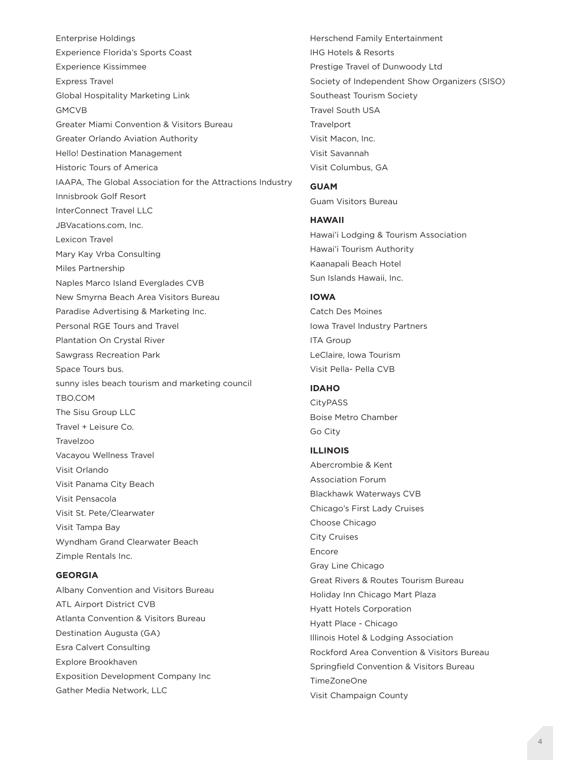Enterprise Holdings

Experience Florida's Sports Coast

Experience Kissimmee

Express Travel

Global Hospitality Marketing Link

GMCVB

Greater Miami Convention & Visitors Bureau

Greater Orlando Aviation Authority

Hello! Destination Management

Historic Tours of America

IAAPA, The Global Association for the Attractions Industry

Innisbrook Golf Resort

InterConnect Travel LLC

JBVacations.com, Inc.

Lexicon Travel

Mary Kay Vrba Consulting

Miles Partnership

Naples Marco Island Everglades CVB

New Smyrna Beach Area Visitors Bureau

Paradise Advertising & Marketing Inc.

Personal RGE Tours and Travel

Plantation On Crystal River

Sawgrass Recreation Park

Space Tours bus.

sunny isles beach tourism and marketing council

TBO.COM

The Sisu Group LLC

Travel + Leisure Co.

Travelzoo

Vacayou Wellness Travel

Visit Orlando

Visit Panama City Beach

Visit Pensacola

Visit St. Pete/Clearwater

Visit Tampa Bay

Wyndham Grand Clearwater Beach

Zimple Rentals Inc.

**GEORGIA**

Albany Convention and Visitors Bureau

ATL Airport District CVB

Atlanta Convention & Visitors Bureau

Destination Augusta (GA)

Esra Calvert Consulting

Explore Brookhaven

Exposition Development Company Inc

Gather Media Network, LLC

Herschend Family Entertainment

IHG Hotels & Resorts

Prestige Travel of Dunwoody Ltd

Society of Independent Show Organizers (SISO)

Southeast Tourism Society

Travel South USA

Travelport

Visit Macon, Inc.

Visit Savannah

Visit Columbus, GA

**GUAM**

Guam Visitors Bureau

**HAWAII**

Hawai'i Lodging & Tourism Association

Hawai'i Tourism Authority

Kaanapali Beach Hotel

Sun Islands Hawaii, Inc.

**IOWA**

Catch Des Moines

Iowa Travel Industry Partners

ITA Group

LeClaire, Iowa Tourism

Visit Pella- Pella CVB

**IDAHO**

CityPASS

Boise Metro Chamber

Go City

**ILLINOIS**

Abercrombie & Kent

Association Forum

Blackhawk Waterways CVB

Chicago's First Lady Cruises

Choose Chicago

City Cruises

Encore

Gray Line Chicago

Great Rivers & Routes Tourism Bureau

Holiday Inn Chicago Mart Plaza

Hyatt Hotels Corporation

Hyatt Place - Chicago

Illinois Hotel & Lodging Association

Rockford Area Convention & Visitors Bureau

Springfield Convention & Visitors Bureau

TimeZoneOne

Visit Champaign County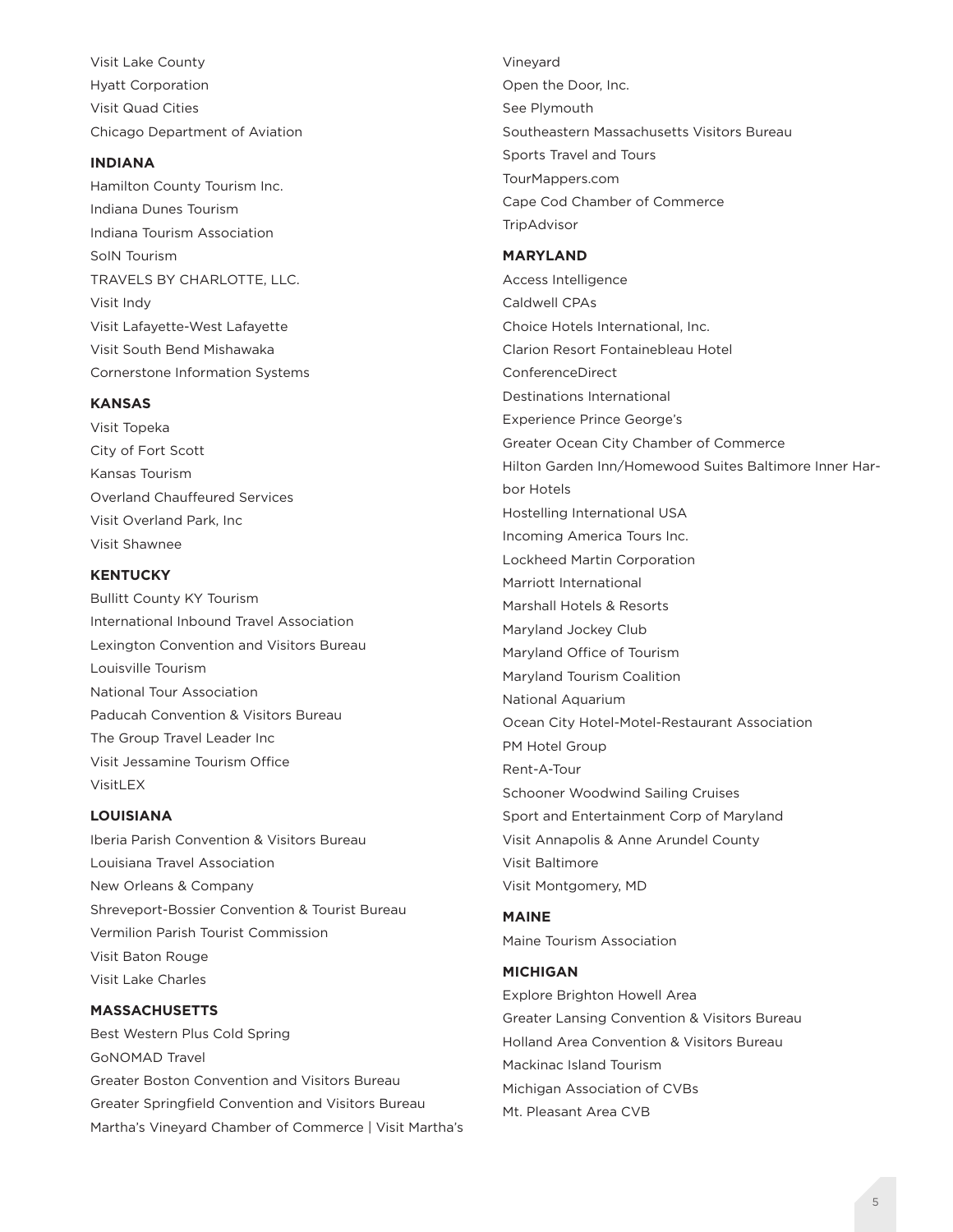Visit Lake County

Hyatt Corporation

Visit Quad Cities

Chicago Department of Aviation

**INDIANA**

Hamilton County Tourism Inc.

Indiana Dunes Tourism

Indiana Tourism Association

SoIN Tourism

TRAVELS BY CHARLOTTE, LLC.

Visit Indy

Visit Lafayette-West Lafayette

Visit South Bend Mishawaka

Cornerstone Information Systems

**KANSAS**

Visit Topeka

City of Fort Scott

Kansas Tourism

Overland Chauffeured Services

Visit Overland Park, Inc

Visit Shawnee

**KENTUCKY**

Bullitt County KY Tourism

International Inbound Travel Association

Lexington Convention and Visitors Bureau

Louisville Tourism

National Tour Association

Paducah Convention & Visitors Bureau

The Group Travel Leader Inc

Visit Jessamine Tourism Office

VisitLEX

**LOUISIANA**

Iberia Parish Convention & Visitors Bureau

Louisiana Travel Association

New Orleans & Company

Shreveport-Bossier Convention & Tourist Bureau

Vermilion Parish Tourist Commission

Visit Baton Rouge

Visit Lake Charles

**MASSACHUSETTS**

Best Western Plus Cold Spring

GoNOMAD Travel

Greater Boston Convention and Visitors Bureau

Greater Springfield Convention and Visitors Bureau

Martha's Vineyard Chamber of Commerce | Visit Martha's Vineyard

Open the Door, Inc.

See Plymouth

Southeastern Massachusetts Visitors Bureau

Sports Travel and Tours

TourMappers.com

Cape Cod Chamber of Commerce

TripAdvisor

**MARYLAND**

Access Intelligence

Caldwell CPAs

Choice Hotels International, Inc.

Clarion Resort Fontainebleau Hotel

ConferenceDirect

Destinations International

Experience Prince George's

Greater Ocean City Chamber of Commerce

Hilton Garden Inn/Homewood Suites Baltimore Inner Harbor Hotels

Hostelling International USA

Incoming America Tours Inc.

Lockheed Martin Corporation

Marriott International

Marshall Hotels & Resorts

Maryland Jockey Club

Maryland Office of Tourism

Maryland Tourism Coalition

National Aquarium

Ocean City Hotel-Motel-Restaurant Association

PM Hotel Group

Rent-A-Tour

Schooner Woodwind Sailing Cruises

Sport and Entertainment Corp of Maryland

Visit Annapolis & Anne Arundel County

Visit Baltimore

Visit Montgomery, MD

**MAINE**

Maine Tourism Association

**MICHIGAN**

Explore Brighton Howell Area

Greater Lansing Convention & Visitors Bureau

Holland Area Convention & Visitors Bureau

Mackinac Island Tourism

Michigan Association of CVBs

Mt. Pleasant Area CVB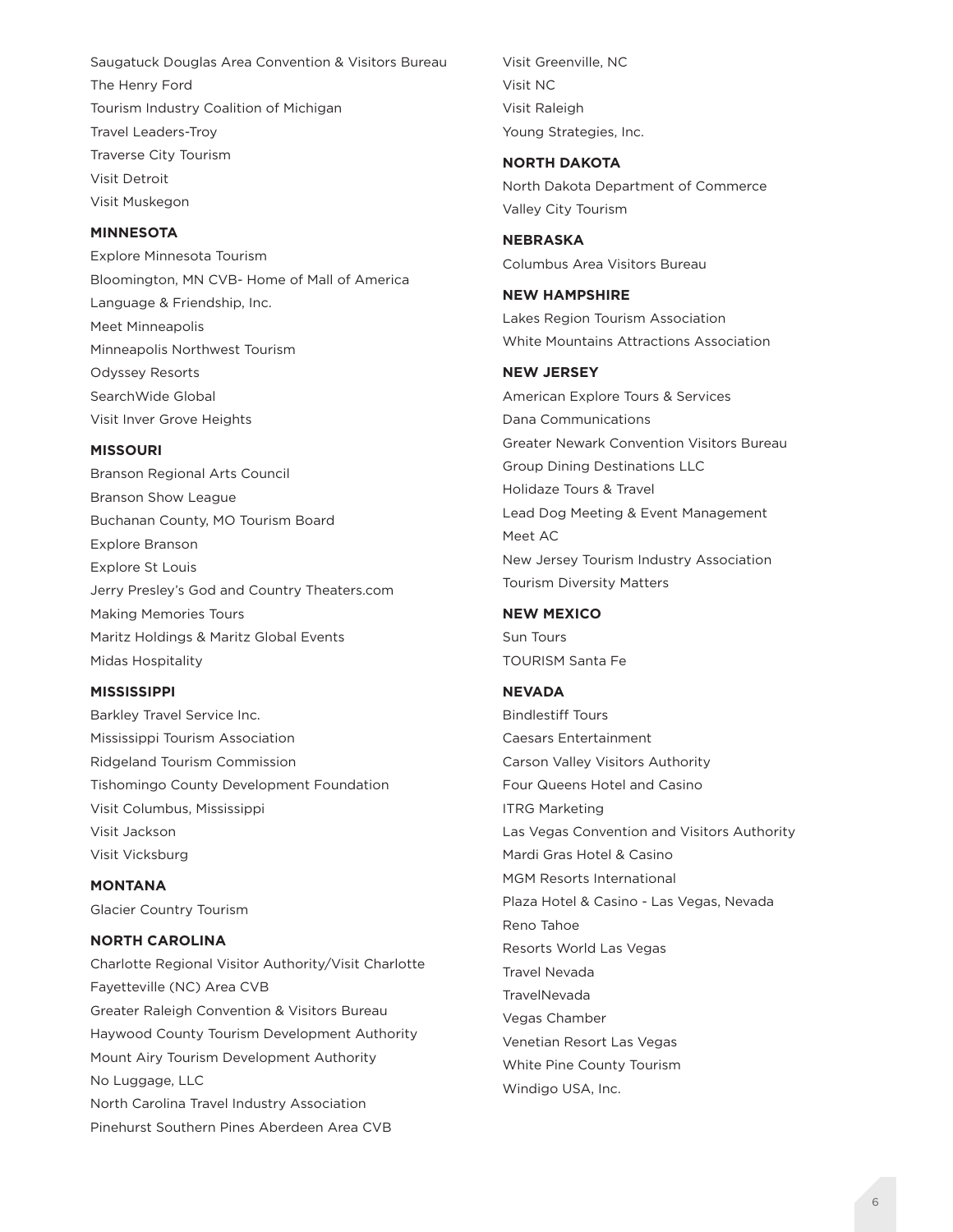Saugatuck Douglas Area Convention & Visitors Bureau
The Henry Ford
Tourism Industry Coalition of Michigan
Travel Leaders-Troy
Traverse City Tourism
Visit Detroit
Visit Muskegon

**MINNESOTA**

Explore Minnesota Tourism
Bloomington, MN CVB- Home of Mall of America
Language & Friendship, Inc.
Meet Minneapolis
Minneapolis Northwest Tourism
Odyssey Resorts
SearchWide Global
Visit Inver Grove Heights

**MISSOURI**

Branson Regional Arts Council
Branson Show League
Buchanan County, MO Tourism Board
Explore Branson
Explore St Louis
Jerry Presley's God and Country Theaters.com
Making Memories Tours
Maritz Holdings & Maritz Global Events
Midas Hospitality

**MISSISSIPPI**

Barkley Travel Service Inc.
Mississippi Tourism Association
Ridgeland Tourism Commission
Tishomingo County Development Foundation
Visit Columbus, Mississippi
Visit Jackson
Visit Vicksburg

**MONTANA**

Glacier Country Tourism

**NORTH CAROLINA**

Charlotte Regional Visitor Authority/Visit Charlotte
Fayetteville (NC) Area CVB
Greater Raleigh Convention & Visitors Bureau
Haywood County Tourism Development Authority
Mount Airy Tourism Development Authority
No Luggage, LLC
North Carolina Travel Industry Association
Pinehurst Southern Pines Aberdeen Area CVB
Visit Greenville, NC
Visit NC
Visit Raleigh
Young Strategies, Inc.

**NORTH DAKOTA**

North Dakota Department of Commerce
Valley City Tourism

**NEBRASKA**

Columbus Area Visitors Bureau

**NEW HAMPSHIRE**

Lakes Region Tourism Association
White Mountains Attractions Association

**NEW JERSEY**

American Explore Tours & Services
Dana Communications
Greater Newark Convention Visitors Bureau
Group Dining Destinations LLC
Holidaze Tours & Travel
Lead Dog Meeting & Event Management
Meet AC
New Jersey Tourism Industry Association
Tourism Diversity Matters

**NEW MEXICO**

Sun Tours
TOURISM Santa Fe

**NEVADA**

Bindlestiff Tours
Caesars Entertainment
Carson Valley Visitors Authority
Four Queens Hotel and Casino
ITRG Marketing
Las Vegas Convention and Visitors Authority
Mardi Gras Hotel & Casino
MGM Resorts International
Plaza Hotel & Casino - Las Vegas, Nevada
Reno Tahoe
Resorts World Las Vegas
Travel Nevada
TravelNevada
Vegas Chamber
Venetian Resort Las Vegas
White Pine County Tourism
Windigo USA, Inc.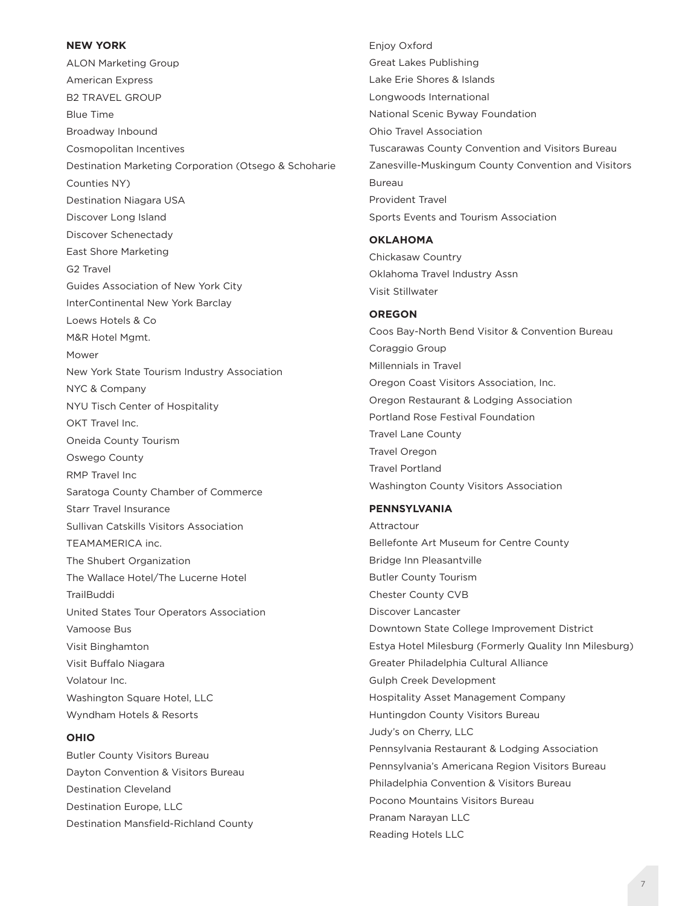## NEW YORK

ALON Marketing Group
American Express
B2 TRAVEL GROUP
Blue Time
Broadway Inbound
Cosmopolitan Incentives
Destination Marketing Corporation (Otsego & Schoharie Counties NY)
Destination Niagara USA
Discover Long Island
Discover Schenectady
East Shore Marketing
G2 Travel
Guides Association of New York City
InterContinental New York Barclay
Loews Hotels & Co
M&R Hotel Mgmt.
Mower
New York State Tourism Industry Association
NYC & Company
NYU Tisch Center of Hospitality
OKT Travel Inc.
Oneida County Tourism
Oswego County
RMP Travel Inc
Saratoga County Chamber of Commerce
Starr Travel Insurance
Sullivan Catskills Visitors Association
TEAMAMERICA inc.
The Shubert Organization
The Wallace Hotel/The Lucerne Hotel
TrailBuddi
United States Tour Operators Association
Vamoose Bus
Visit Binghamton
Visit Buffalo Niagara
Volatour Inc.
Washington Square Hotel, LLC
Wyndham Hotels & Resorts

## OHIO

Butler County Visitors Bureau
Dayton Convention & Visitors Bureau
Destination Cleveland
Destination Europe, LLC
Destination Mansfield-Richland County
Enjoy Oxford
Great Lakes Publishing
Lake Erie Shores & Islands
Longwoods International
National Scenic Byway Foundation
Ohio Travel Association
Tuscarawas County Convention and Visitors Bureau
Zanesville-Muskingum County Convention and Visitors Bureau
Provident Travel
Sports Events and Tourism Association

## OKLAHOMA

Chickasaw Country
Oklahoma Travel Industry Assn
Visit Stillwater

## OREGON

Coos Bay-North Bend Visitor & Convention Bureau
Coraggio Group
Millennials in Travel
Oregon Coast Visitors Association, Inc.
Oregon Restaurant & Lodging Association
Portland Rose Festival Foundation
Travel Lane County
Travel Oregon
Travel Portland
Washington County Visitors Association

## PENNSYLVANIA

Attractour
Bellefonte Art Museum for Centre County
Bridge Inn Pleasantville
Butler County Tourism
Chester County CVB
Discover Lancaster
Downtown State College Improvement District
Estya Hotel Milesburg (Formerly Quality Inn Milesburg)
Greater Philadelphia Cultural Alliance
Gulph Creek Development
Hospitality Asset Management Company
Huntingdon County Visitors Bureau
Judy's on Cherry, LLC
Pennsylvania Restaurant & Lodging Association
Pennsylvania's Americana Region Visitors Bureau
Philadelphia Convention & Visitors Bureau
Pocono Mountains Visitors Bureau
Pranam Narayan LLC
Reading Hotels LLC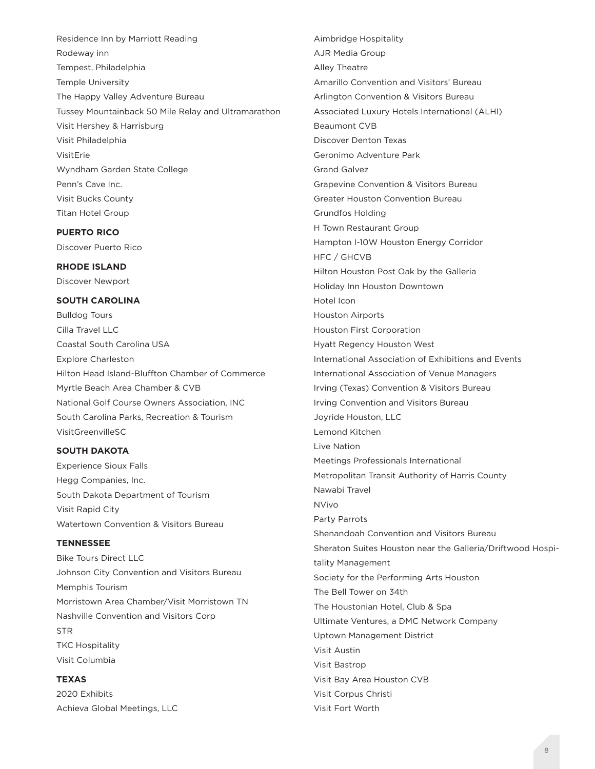Residence Inn by Marriott Reading
Rodeway inn
Tempest, Philadelphia
Temple University
The Happy Valley Adventure Bureau
Tussey Mountainback 50 Mile Relay and Ultramarathon
Visit Hershey & Harrisburg
Visit Philadelphia
VisitErie
Wyndham Garden State College
Penn's Cave Inc.
Visit Bucks County
Titan Hotel Group

**PUERTO RICO**

Discover Puerto Rico

**RHODE ISLAND**

Discover Newport

**SOUTH CAROLINA**

Bulldog Tours
Cilla Travel LLC
Coastal South Carolina USA
Explore Charleston
Hilton Head Island-Bluffton Chamber of Commerce
Myrtle Beach Area Chamber & CVB
National Golf Course Owners Association, INC
South Carolina Parks, Recreation & Tourism
VisitGreenvilleSC

**SOUTH DAKOTA**

Experience Sioux Falls
Hegg Companies, Inc.
South Dakota Department of Tourism
Visit Rapid City
Watertown Convention & Visitors Bureau

**TENNESSEE**

Bike Tours Direct LLC
Johnson City Convention and Visitors Bureau
Memphis Tourism
Morristown Area Chamber/Visit Morristown TN
Nashville Convention and Visitors Corp
STR
TKC Hospitality
Visit Columbia

**TEXAS**

2020 Exhibits
Achieva Global Meetings, LLC
Aimbridge Hospitality
AJR Media Group
Alley Theatre
Amarillo Convention and Visitors' Bureau
Arlington Convention & Visitors Bureau
Associated Luxury Hotels International (ALHI)
Beaumont CVB
Discover Denton Texas
Geronimo Adventure Park
Grand Galvez
Grapevine Convention & Visitors Bureau
Greater Houston Convention Bureau
Grundfos Holding
H Town Restaurant Group
Hampton I-10W Houston Energy Corridor
HFC / GHCVB
Hilton Houston Post Oak by the Galleria
Holiday Inn Houston Downtown
Hotel Icon
Houston Airports
Houston First Corporation
Hyatt Regency Houston West
International Association of Exhibitions and Events
International Association of Venue Managers
Irving (Texas) Convention & Visitors Bureau
Irving Convention and Visitors Bureau
Joyride Houston, LLC
Lemond Kitchen
Live Nation
Meetings Professionals International
Metropolitan Transit Authority of Harris County
Nawabi Travel
NVivo
Party Parrots
Shenandoah Convention and Visitors Bureau
Sheraton Suites Houston near the Galleria/Driftwood Hospitality Management
Society for the Performing Arts Houston
The Bell Tower on 34th
The Houstonian Hotel, Club & Spa
Ultimate Ventures, a DMC Network Company
Uptown Management District
Visit Austin
Visit Bastrop
Visit Bay Area Houston CVB
Visit Corpus Christi
Visit Fort Worth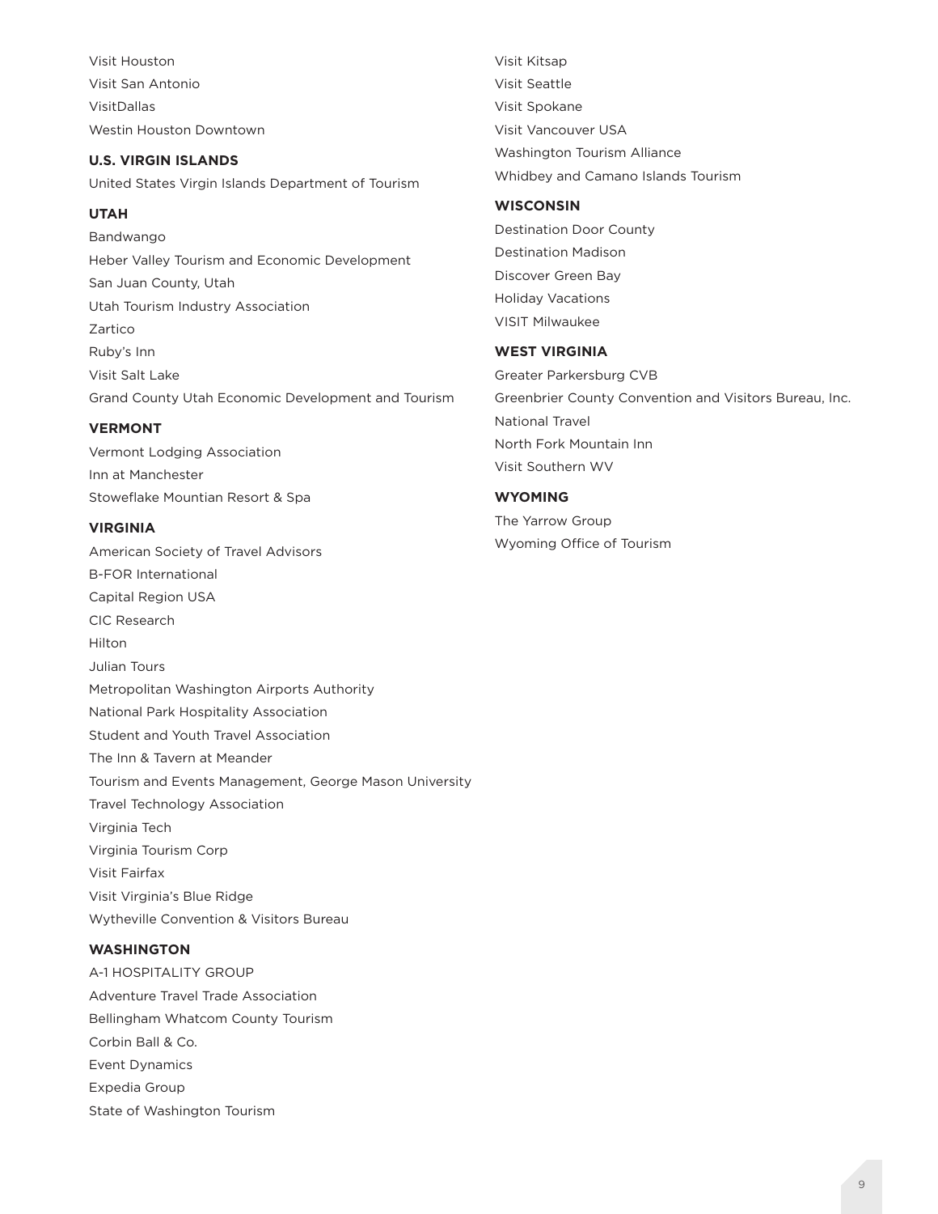Visit Houston
Visit San Antonio
VisitDallas
Westin Houston Downtown

**U.S. VIRGIN ISLANDS**

United States Virgin Islands Department of Tourism

**UTAH**

Bandwango
Heber Valley Tourism and Economic Development
San Juan County, Utah
Utah Tourism Industry Association
Zartico
Ruby's Inn
Visit Salt Lake
Grand County Utah Economic Development and Tourism

**VERMONT**

Vermont Lodging Association
Inn at Manchester
Stoweflake Mountian Resort & Spa

**VIRGINIA**

American Society of Travel Advisors
B-FOR International
Capital Region USA
CIC Research
Hilton
Julian Tours
Metropolitan Washington Airports Authority
National Park Hospitality Association
Student and Youth Travel Association
The Inn & Tavern at Meander
Tourism and Events Management, George Mason University
Travel Technology Association
Virginia Tech
Virginia Tourism Corp
Visit Fairfax
Visit Virginia's Blue Ridge
Wytheville Convention & Visitors Bureau

**WASHINGTON**

A-1 HOSPITALITY GROUP
Adventure Travel Trade Association
Bellingham Whatcom County Tourism
Corbin Ball & Co.
Event Dynamics
Expedia Group
State of Washington Tourism
Visit Kitsap
Visit Seattle
Visit Spokane
Visit Vancouver USA
Washington Tourism Alliance
Whidbey and Camano Islands Tourism

**WISCONSIN**

Destination Door County
Destination Madison
Discover Green Bay
Holiday Vacations
VISIT Milwaukee

**WEST VIRGINIA**

Greater Parkersburg CVB
Greenbrier County Convention and Visitors Bureau, Inc.
National Travel
North Fork Mountain Inn
Visit Southern WV

**WYOMING**

The Yarrow Group
Wyoming Office of Tourism